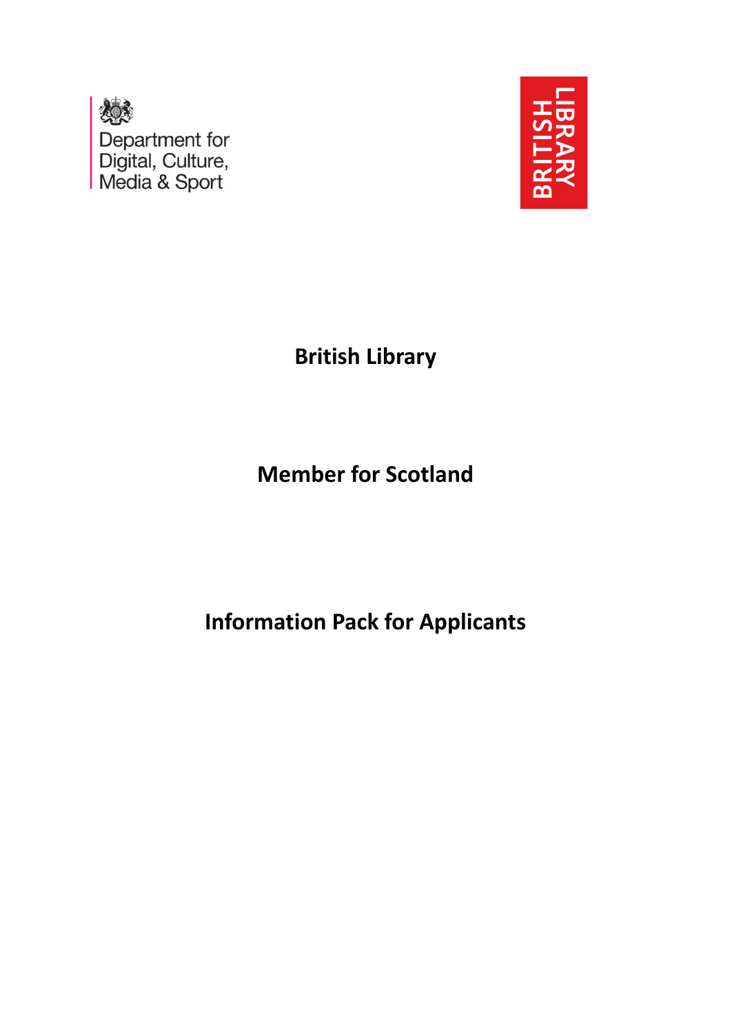Department for Digital, Culture, Media & Sport

BRITISH LIBRARY

# British Library

## Member for Scotland

## Information Pack for Applicants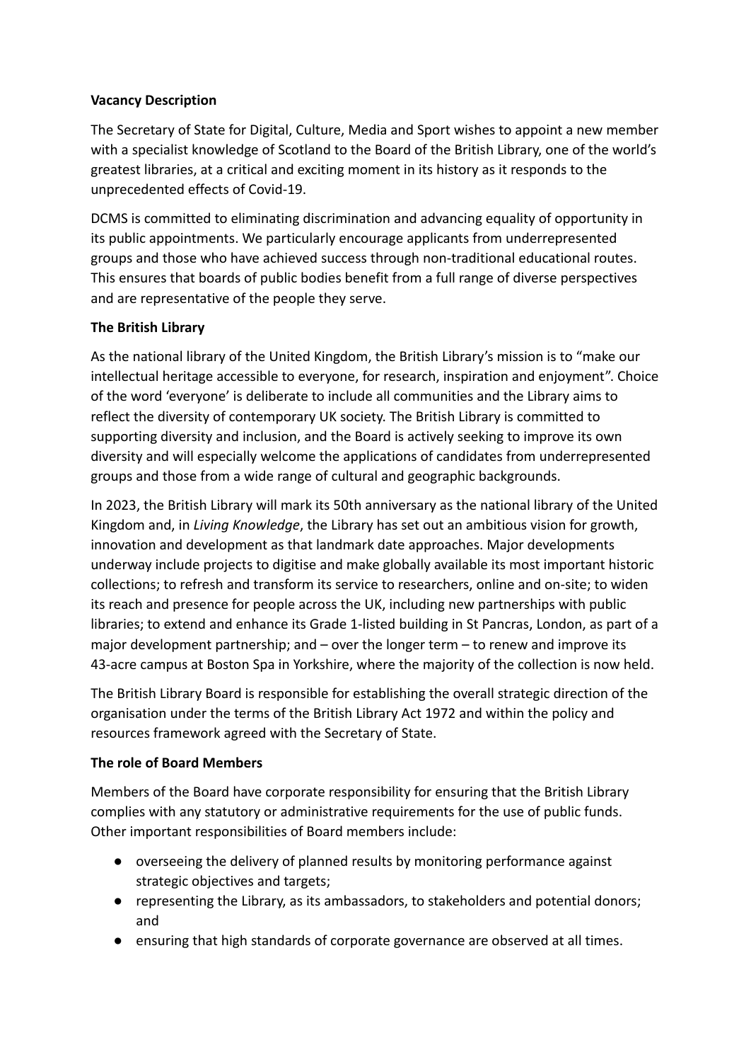**Vacancy Description**

The Secretary of State for Digital, Culture, Media and Sport wishes to appoint a new member with a specialist knowledge of Scotland to the Board of the British Library, one of the world's greatest libraries, at a critical and exciting moment in its history as it responds to the unprecedented effects of Covid-19.

DCMS is committed to eliminating discrimination and advancing equality of opportunity in its public appointments. We particularly encourage applicants from underrepresented groups and those who have achieved success through non-traditional educational routes. This ensures that boards of public bodies benefit from a full range of diverse perspectives and are representative of the people they serve.

**The British Library**

As the national library of the United Kingdom, the British Library's mission is to "make our intellectual heritage accessible to everyone, for research, inspiration and enjoyment". Choice of the word 'everyone' is deliberate to include all communities and the Library aims to reflect the diversity of contemporary UK society. The British Library is committed to supporting diversity and inclusion, and the Board is actively seeking to improve its own diversity and will especially welcome the applications of candidates from underrepresented groups and those from a wide range of cultural and geographic backgrounds.

In 2023, the British Library will mark its 50th anniversary as the national library of the United Kingdom and, in *Living Knowledge*, the Library has set out an ambitious vision for growth, innovation and development as that landmark date approaches. Major developments underway include projects to digitise and make globally available its most important historic collections; to refresh and transform its service to researchers, online and on-site; to widen its reach and presence for people across the UK, including new partnerships with public libraries; to extend and enhance its Grade 1-listed building in St Pancras, London, as part of a major development partnership; and – over the longer term – to renew and improve its 43-acre campus at Boston Spa in Yorkshire, where the majority of the collection is now held.

The British Library Board is responsible for establishing the overall strategic direction of the organisation under the terms of the British Library Act 1972 and within the policy and resources framework agreed with the Secretary of State.

**The role of Board Members**

Members of the Board have corporate responsibility for ensuring that the British Library complies with any statutory or administrative requirements for the use of public funds. Other important responsibilities of Board members include:

- overseeing the delivery of planned results by monitoring performance against strategic objectives and targets;
- representing the Library, as its ambassadors, to stakeholders and potential donors; and
- ensuring that high standards of corporate governance are observed at all times.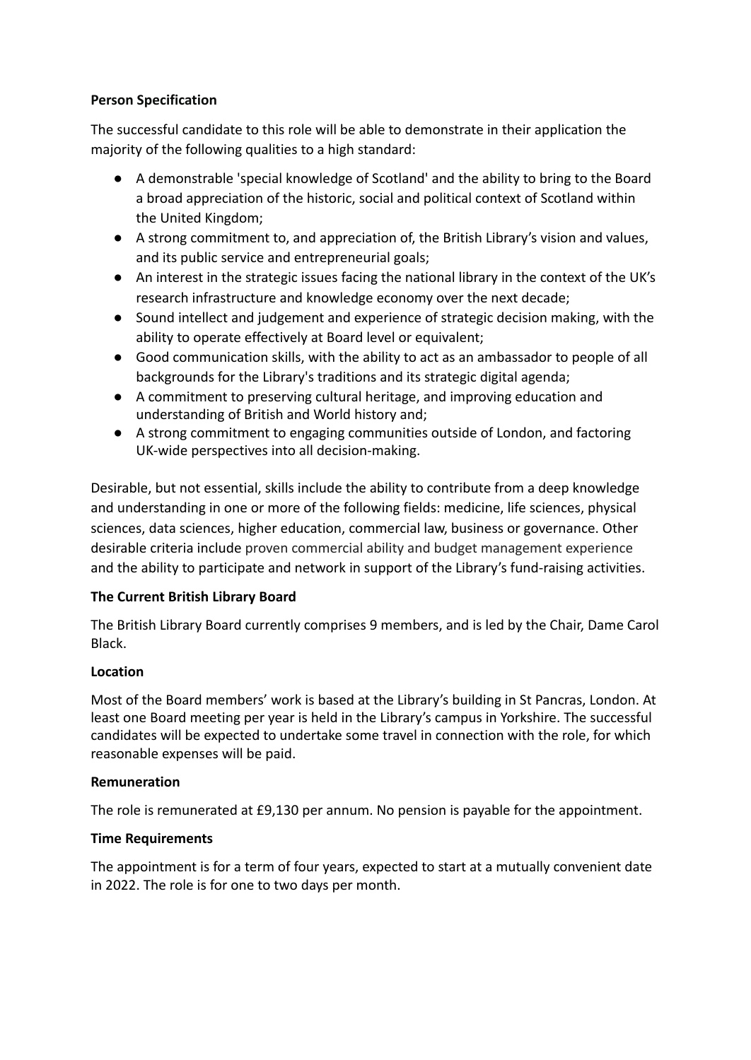**Person Specification**

The successful candidate to this role will be able to demonstrate in their application the majority of the following qualities to a high standard:

- A demonstrable 'special knowledge of Scotland' and the ability to bring to the Board a broad appreciation of the historic, social and political context of Scotland within the United Kingdom;
- A strong commitment to, and appreciation of, the British Library's vision and values, and its public service and entrepreneurial goals;
- An interest in the strategic issues facing the national library in the context of the UK's research infrastructure and knowledge economy over the next decade;
- Sound intellect and judgement and experience of strategic decision making, with the ability to operate effectively at Board level or equivalent;
- Good communication skills, with the ability to act as an ambassador to people of all backgrounds for the Library's traditions and its strategic digital agenda;
- A commitment to preserving cultural heritage, and improving education and understanding of British and World history and;
- A strong commitment to engaging communities outside of London, and factoring UK-wide perspectives into all decision-making.

Desirable, but not essential, skills include the ability to contribute from a deep knowledge and understanding in one or more of the following fields: medicine, life sciences, physical sciences, data sciences, higher education, commercial law, business or governance. Other desirable criteria include proven commercial ability and budget management experience and the ability to participate and network in support of the Library's fund-raising activities.

**The Current British Library Board**

The British Library Board currently comprises 9 members, and is led by the Chair, Dame Carol Black.

**Location**

Most of the Board members' work is based at the Library's building in St Pancras, London. At least one Board meeting per year is held in the Library's campus in Yorkshire. The successful candidates will be expected to undertake some travel in connection with the role, for which reasonable expenses will be paid.

**Remuneration**

The role is remunerated at £9,130 per annum. No pension is payable for the appointment.

**Time Requirements**

The appointment is for a term of four years, expected to start at a mutually convenient date in 2022. The role is for one to two days per month.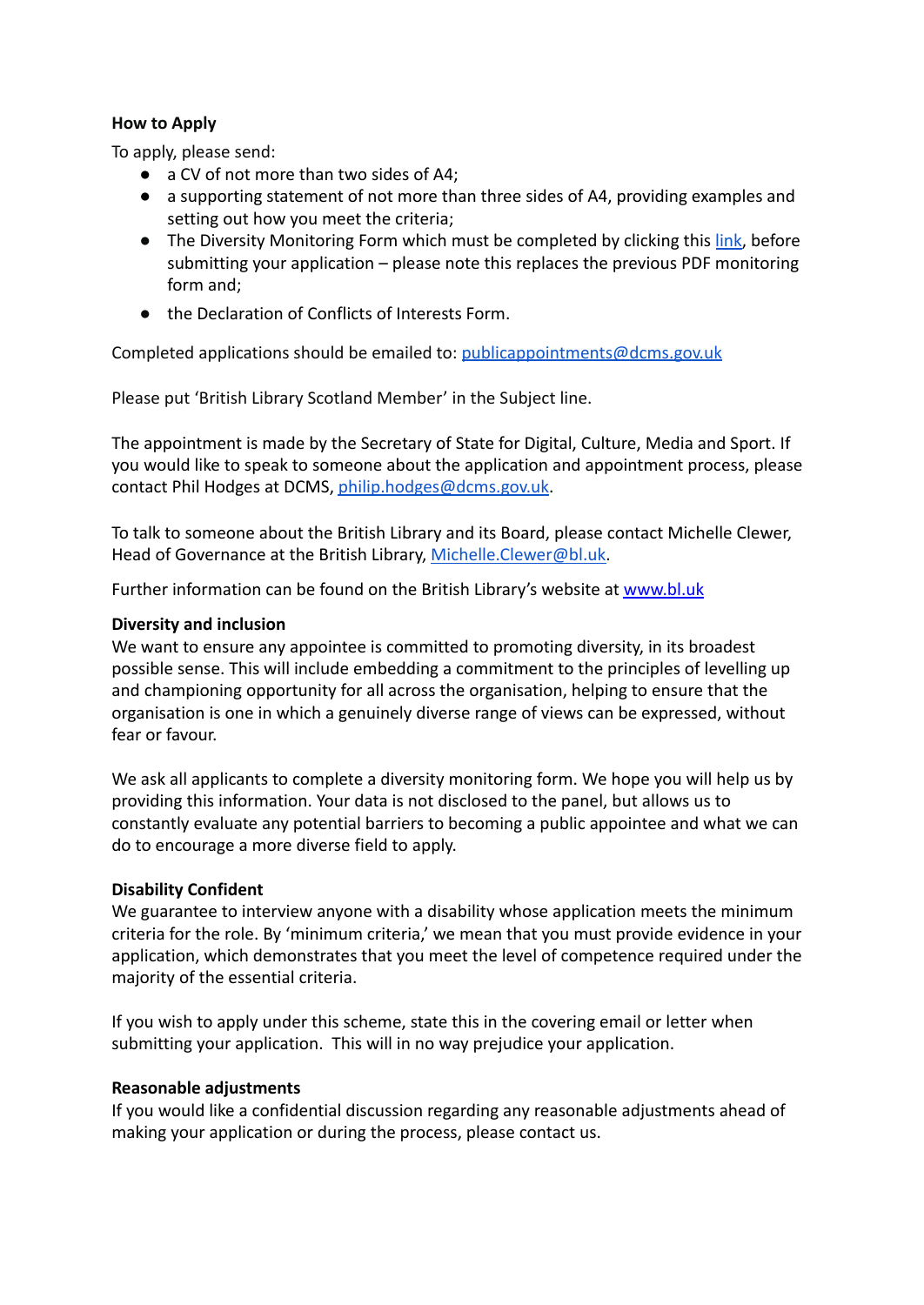**How to Apply**

To apply, please send:

- a CV of not more than two sides of A4;
- a supporting statement of not more than three sides of A4, providing examples and setting out how you meet the criteria;
- The Diversity Monitoring Form which must be completed by clicking this link, before submitting your application – please note this replaces the previous PDF monitoring form and;
- the Declaration of Conflicts of Interests Form.

Completed applications should be emailed to: publicappointments@dcms.gov.uk

Please put 'British Library Scotland Member' in the Subject line.

The appointment is made by the Secretary of State for Digital, Culture, Media and Sport. If you would like to speak to someone about the application and appointment process, please contact Phil Hodges at DCMS, philip.hodges@dcms.gov.uk.

To talk to someone about the British Library and its Board, please contact Michelle Clewer, Head of Governance at the British Library, Michelle.Clewer@bl.uk.

Further information can be found on the British Library's website at www.bl.uk

**Diversity and inclusion**

We want to ensure any appointee is committed to promoting diversity, in its broadest possible sense. This will include embedding a commitment to the principles of levelling up and championing opportunity for all across the organisation, helping to ensure that the organisation is one in which a genuinely diverse range of views can be expressed, without fear or favour.

We ask all applicants to complete a diversity monitoring form. We hope you will help us by providing this information. Your data is not disclosed to the panel, but allows us to constantly evaluate any potential barriers to becoming a public appointee and what we can do to encourage a more diverse field to apply.

**Disability Confident**

We guarantee to interview anyone with a disability whose application meets the minimum criteria for the role. By 'minimum criteria,' we mean that you must provide evidence in your application, which demonstrates that you meet the level of competence required under the majority of the essential criteria.

If you wish to apply under this scheme, state this in the covering email or letter when submitting your application. This will in no way prejudice your application.

**Reasonable adjustments**

If you would like a confidential discussion regarding any reasonable adjustments ahead of making your application or during the process, please contact us.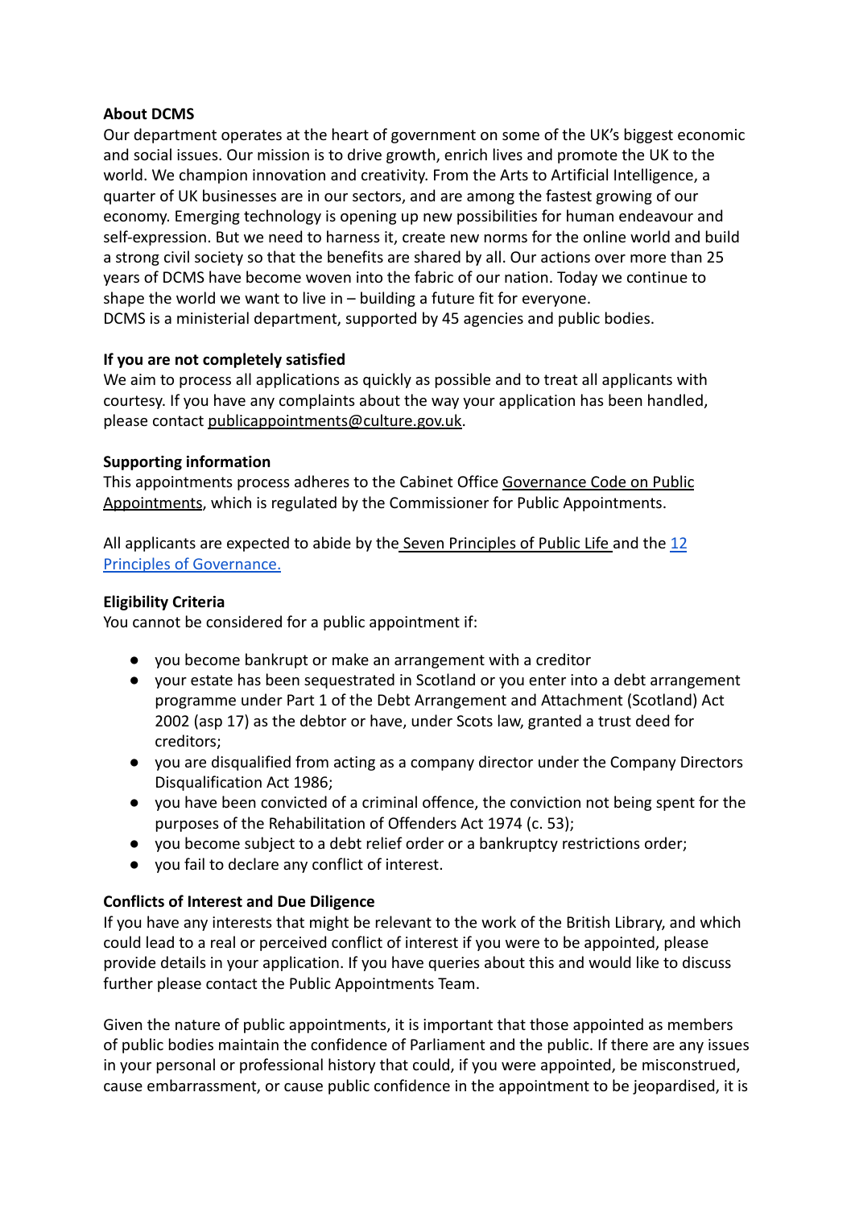**About DCMS**
Our department operates at the heart of government on some of the UK's biggest economic and social issues. Our mission is to drive growth, enrich lives and promote the UK to the world. We champion innovation and creativity. From the Arts to Artificial Intelligence, a quarter of UK businesses are in our sectors, and are among the fastest growing of our economy. Emerging technology is opening up new possibilities for human endeavour and self-expression. But we need to harness it, create new norms for the online world and build a strong civil society so that the benefits are shared by all. Our actions over more than 25 years of DCMS have become woven into the fabric of our nation. Today we continue to shape the world we want to live in – building a future fit for everyone.
DCMS is a ministerial department, supported by 45 agencies and public bodies.

**If you are not completely satisfied**
We aim to process all applications as quickly as possible and to treat all applicants with courtesy. If you have any complaints about the way your application has been handled, please contact publicappointments@culture.gov.uk.

**Supporting information**
This appointments process adheres to the Cabinet Office Governance Code on Public Appointments, which is regulated by the Commissioner for Public Appointments.

All applicants are expected to abide by the Seven Principles of Public Life and the 12 Principles of Governance.

**Eligibility Criteria**
You cannot be considered for a public appointment if:

- you become bankrupt or make an arrangement with a creditor
- your estate has been sequestrated in Scotland or you enter into a debt arrangement programme under Part 1 of the Debt Arrangement and Attachment (Scotland) Act 2002 (asp 17) as the debtor or have, under Scots law, granted a trust deed for creditors;
- you are disqualified from acting as a company director under the Company Directors Disqualification Act 1986;
- you have been convicted of a criminal offence, the conviction not being spent for the purposes of the Rehabilitation of Offenders Act 1974 (c. 53);
- you become subject to a debt relief order or a bankruptcy restrictions order;
- you fail to declare any conflict of interest.

**Conflicts of Interest and Due Diligence**
If you have any interests that might be relevant to the work of the British Library, and which could lead to a real or perceived conflict of interest if you were to be appointed, please provide details in your application. If you have queries about this and would like to discuss further please contact the Public Appointments Team.

Given the nature of public appointments, it is important that those appointed as members of public bodies maintain the confidence of Parliament and the public. If there are any issues in your personal or professional history that could, if you were appointed, be misconstrued, cause embarrassment, or cause public confidence in the appointment to be jeopardised, it is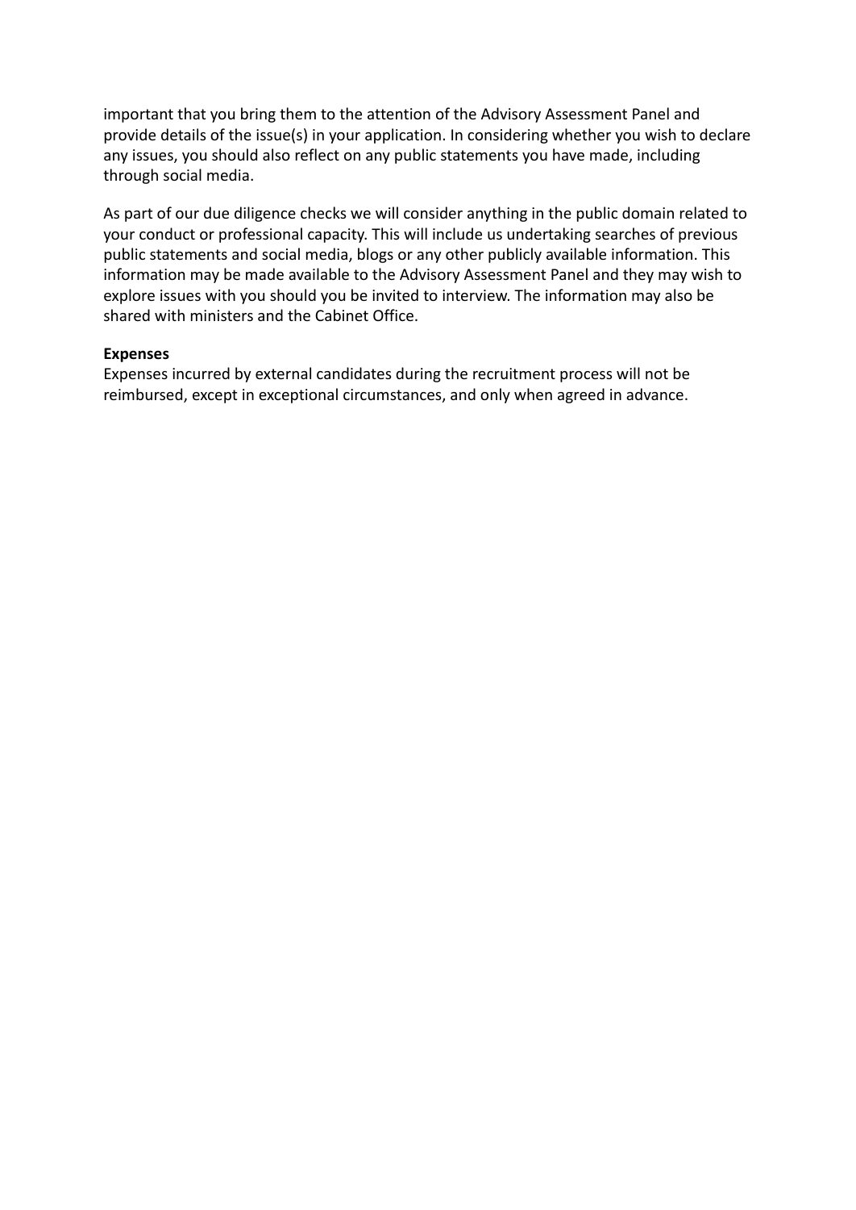important that you bring them to the attention of the Advisory Assessment Panel and provide details of the issue(s) in your application. In considering whether you wish to declare any issues, you should also reflect on any public statements you have made, including through social media.

As part of our due diligence checks we will consider anything in the public domain related to your conduct or professional capacity. This will include us undertaking searches of previous public statements and social media, blogs or any other publicly available information. This information may be made available to the Advisory Assessment Panel and they may wish to explore issues with you should you be invited to interview. The information may also be shared with ministers and the Cabinet Office.

**Expenses**

Expenses incurred by external candidates during the recruitment process will not be reimbursed, except in exceptional circumstances, and only when agreed in advance.